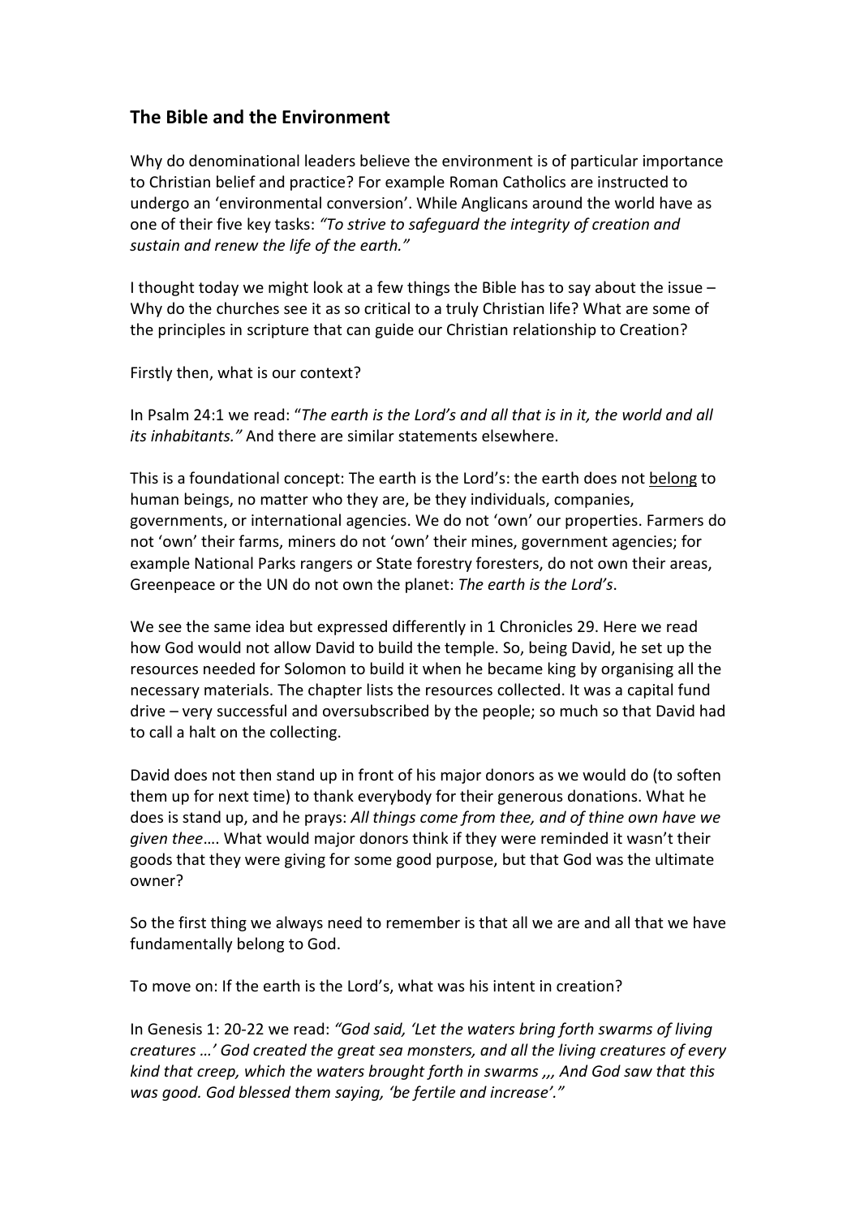## The Bible and the Environment

Why do denominational leaders believe the environment is of particular importance to Christian belief and practice? For example Roman Catholics are instructed to undergo an 'environmental conversion'. While Anglicans around the world have as one of their five key tasks: *"To strive to safeguard the integrity of creation and sustain and renew the life of the earth."*

I thought today we might look at a few things the Bible has to say about the issue – Why do the churches see it as so critical to a truly Christian life? What are some of the principles in scripture that can guide our Christian relationship to Creation?

Firstly then, what is our context?

In Psalm 24:1 we read: "*The earth is the Lord's and all that is in it, the world and all its inhabitants."* And there are similar statements elsewhere.

This is a foundational concept: The earth is the Lord's: the earth does not <u>belong</u> to human beings, no matter who they are, be they individuals, companies, governments, or international agencies. We do not 'own' our properties. Farmers do not 'own' their farms, miners do not 'own' their mines, government agencies; for example National Parks rangers or State forestry foresters, do not own their areas, Greenpeace or the UN do not own the planet: *The earth is the Lord's*.

We see the same idea but expressed differently in 1 Chronicles 29. Here we read how God would not allow David to build the temple. So, being David, he set up the resources needed for Solomon to build it when he became king by organising all the necessary materials. The chapter lists the resources collected. It was a capital fund drive – very successful and oversubscribed by the people; so much so that David had to call a halt on the collecting.

David does not then stand up in front of his major donors as we would do (to soften them up for next time) to thank everybody for their generous donations. What he does is stand up, and he prays: *All things come from thee, and of thine own have we given thee*…. What would major donors think if they were reminded it wasn't their goods that they were giving for some good purpose, but that God was the ultimate owner?

So the first thing we always need to remember is that all we are and all that we have fundamentally belong to God.

To move on: If the earth is the Lord's, what was his intent in creation?

In Genesis 1: 20-22 we read: *"God said, 'Let the waters bring forth swarms of living creatures …' God created the great sea monsters, and all the living creatures of every kind that creep, which the waters brought forth in swarms ,,, And God saw that this was good. God blessed them saying, 'be fertile and increase'."*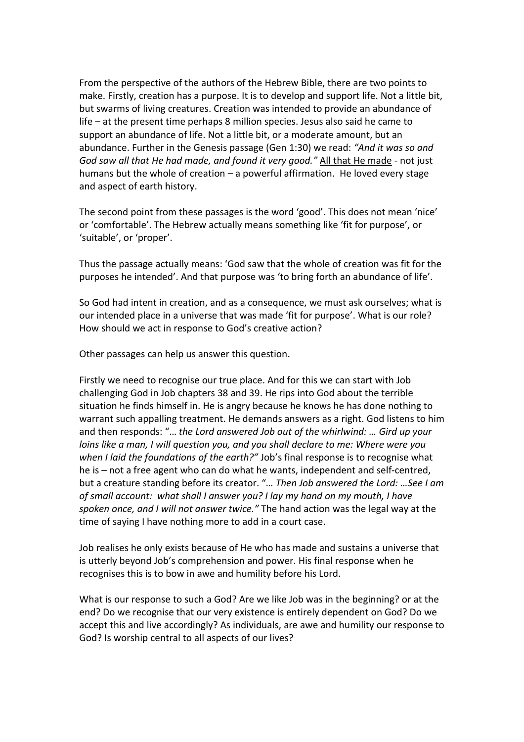From the perspective of the authors of the Hebrew Bible, there are two points to make. Firstly, creation has a purpose. It is to develop and support life. Not a little bit, but swarms of living creatures. Creation was intended to provide an abundance of life – at the present time perhaps 8 million species. Jesus also said he came to support an abundance of life. Not a little bit, or a moderate amount, but an abundance. Further in the Genesis passage (Gen 1:30) we read: *"And it was so and God saw all that He had made, and found it very good."* <u>All that He made</u> - not just humans but the whole of creation – a powerful affirmation. He loved every stage and aspect of earth history.

The second point from these passages is the word 'good'. This does not mean 'nice' or 'comfortable'. The Hebrew actually means something like 'fit for purpose', or 'suitable', or 'proper'.

Thus the passage actually means: 'God saw that the whole of creation was fit for the purposes he intended'. And that purpose was 'to bring forth an abundance of life'.

So God had intent in creation, and as a consequence, we must ask ourselves; what is our intended place in a universe that was made 'fit for purpose'. What is our role? How should we act in response to God's creative action?

Other passages can help us answer this question.

Firstly we need to recognise our true place. And for this we can start with Job challenging God in Job chapters 38 and 39. He rips into God about the terrible situation he finds himself in. He is angry because he knows he has done nothing to warrant such appalling treatment. He demands answers as a right. God listens to him and then responds: "*… the Lord answered Job out of the whirlwind: … Gird up your loins like a man, I will question you, and you shall declare to me: Where were you when I laid the foundations of the earth?"* Job's final response is to recognise what he is – not a free agent who can do what he wants, independent and self-centred, but a creature standing before its creator. "*… Then Job answered the Lord: …See I am of small account: what shall I answer you? I lay my hand on my mouth, I have spoken once, and I will not answer twice."* The hand action was the legal way at the time of saying I have nothing more to add in a court case.

Job realises he only exists because of He who has made and sustains a universe that is utterly beyond Job's comprehension and power. His final response when he recognises this is to bow in awe and humility before his Lord.

What is our response to such a God? Are we like Job was in the beginning? or at the end? Do we recognise that our very existence is entirely dependent on God? Do we accept this and live accordingly? As individuals, are awe and humility our response to God? Is worship central to all aspects of our lives?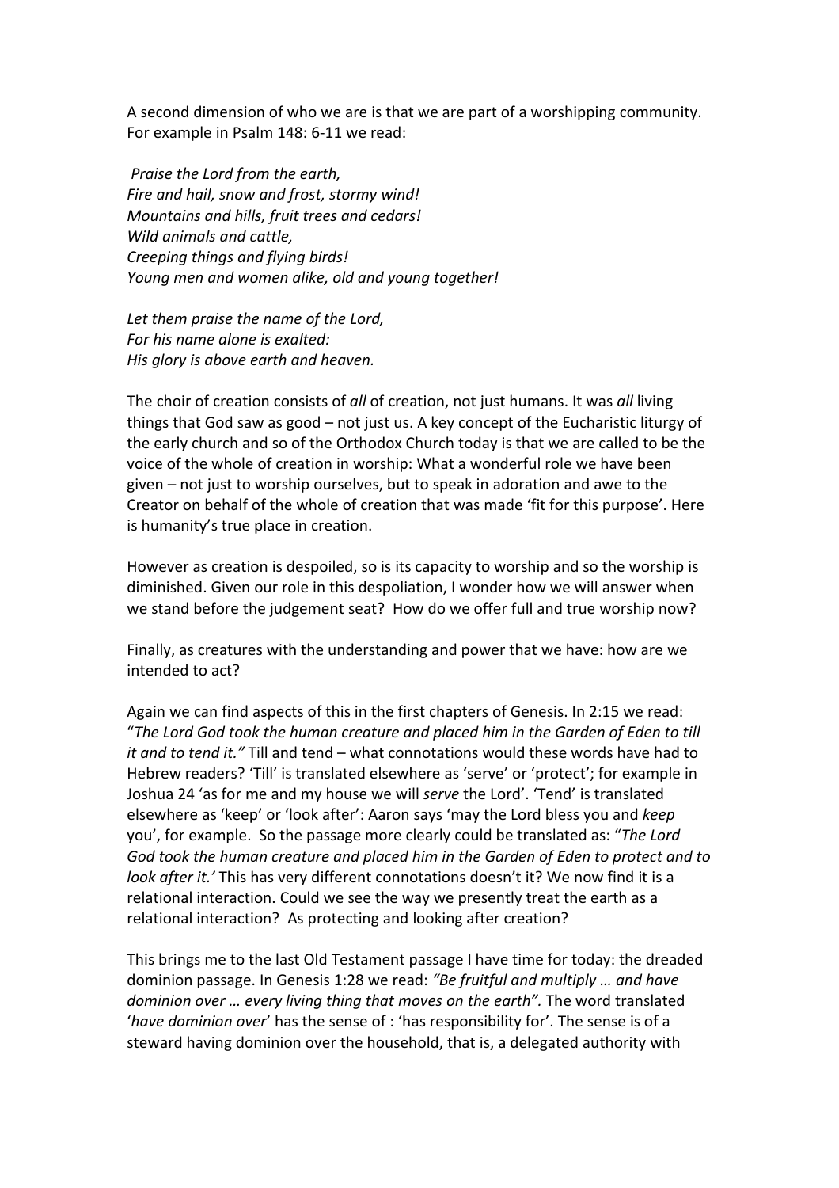A second dimension of who we are is that we are part of a worshipping community. For example in Psalm 148: 6-11 we read:

*Praise the Lord from the earth,*
*Fire and hail, snow and frost, stormy wind!*
*Mountains and hills, fruit trees and cedars!*
*Wild animals and cattle,*
*Creeping things and flying birds!*
*Young men and women alike, old and young together!*

*Let them praise the name of the Lord,*
*For his name alone is exalted:*
*His glory is above earth and heaven.*

The choir of creation consists of *all* of creation, not just humans. It was *all* living things that God saw as good – not just us. A key concept of the Eucharistic liturgy of the early church and so of the Orthodox Church today is that we are called to be the voice of the whole of creation in worship: What a wonderful role we have been given – not just to worship ourselves, but to speak in adoration and awe to the Creator on behalf of the whole of creation that was made 'fit for this purpose'. Here is humanity's true place in creation.

However as creation is despoiled, so is its capacity to worship and so the worship is diminished. Given our role in this despoliation, I wonder how we will answer when we stand before the judgement seat? How do we offer full and true worship now?

Finally, as creatures with the understanding and power that we have: how are we intended to act?

Again we can find aspects of this in the first chapters of Genesis. In 2:15 we read: "*The Lord God took the human creature and placed him in the Garden of Eden to till it and to tend it."* Till and tend – what connotations would these words have had to Hebrew readers? 'Till' is translated elsewhere as 'serve' or 'protect'; for example in Joshua 24 'as for me and my house we will *serve* the Lord'. 'Tend' is translated elsewhere as 'keep' or 'look after': Aaron says 'may the Lord bless you and *keep* you', for example. So the passage more clearly could be translated as: "*The Lord God took the human creature and placed him in the Garden of Eden to protect and to look after it.'* This has very different connotations doesn't it? We now find it is a relational interaction. Could we see the way we presently treat the earth as a relational interaction? As protecting and looking after creation?

This brings me to the last Old Testament passage I have time for today: the dreaded dominion passage. In Genesis 1:28 we read: *"Be fruitful and multiply … and have dominion over … every living thing that moves on the earth".* The word translated '*have dominion over*' has the sense of : 'has responsibility for'. The sense is of a steward having dominion over the household, that is, a delegated authority with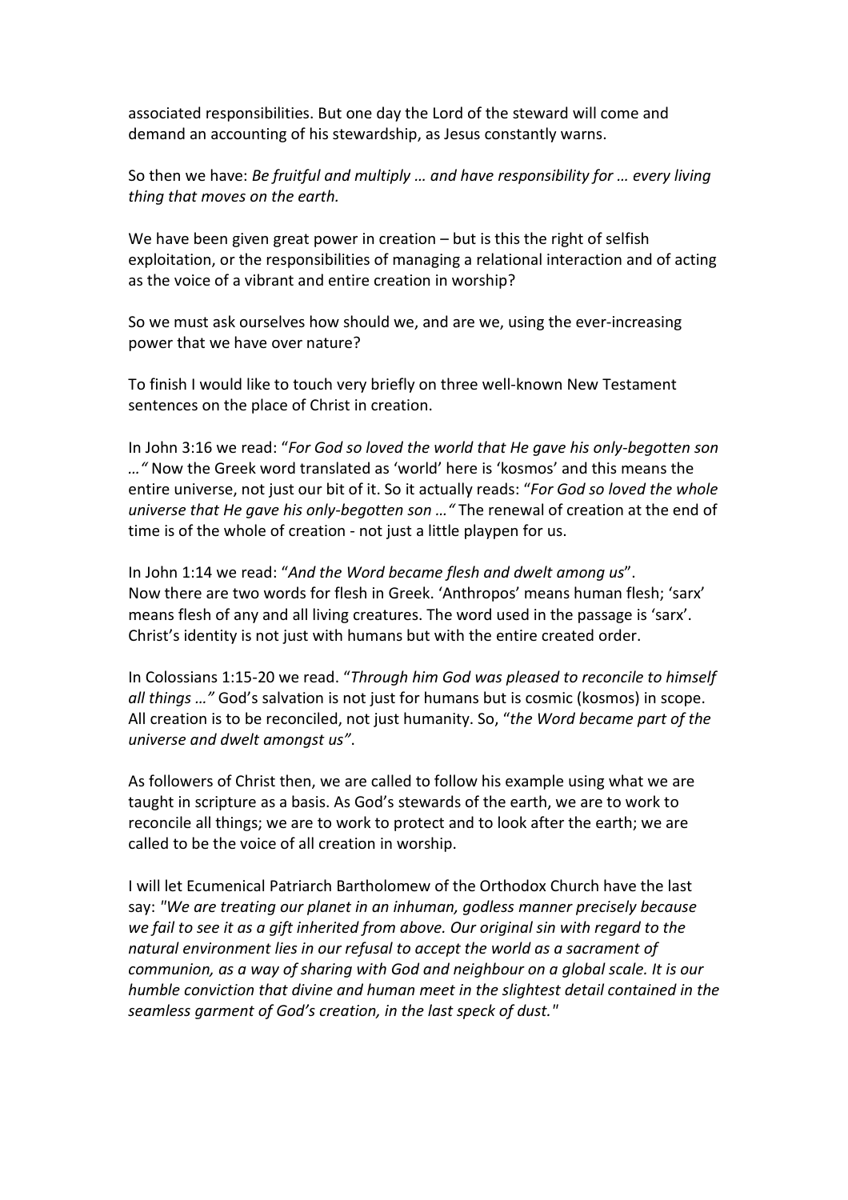associated responsibilities. But one day the Lord of the steward will come and demand an accounting of his stewardship, as Jesus constantly warns.

So then we have: *Be fruitful and multiply … and have responsibility for … every living thing that moves on the earth.*

We have been given great power in creation – but is this the right of selfish exploitation, or the responsibilities of managing a relational interaction and of acting as the voice of a vibrant and entire creation in worship?

So we must ask ourselves how should we, and are we, using the ever-increasing power that we have over nature?

To finish I would like to touch very briefly on three well-known New Testament sentences on the place of Christ in creation.

In John 3:16 we read: "*For God so loved the world that He gave his only-begotten son …"* Now the Greek word translated as 'world' here is 'kosmos' and this means the entire universe, not just our bit of it. So it actually reads: "*For God so loved the whole universe that He gave his only-begotten son …"* The renewal of creation at the end of time is of the whole of creation - not just a little playpen for us.

In John 1:14 we read: "*And the Word became flesh and dwelt among us*".
Now there are two words for flesh in Greek. 'Anthropos' means human flesh; 'sarx' means flesh of any and all living creatures. The word used in the passage is 'sarx'. Christ's identity is not just with humans but with the entire created order.

In Colossians 1:15-20 we read. "*Through him God was pleased to reconcile to himself all things …"* God's salvation is not just for humans but is cosmic (kosmos) in scope. All creation is to be reconciled, not just humanity. So, "*the Word became part of the universe and dwelt amongst us"*.

As followers of Christ then, we are called to follow his example using what we are taught in scripture as a basis. As God's stewards of the earth, we are to work to reconcile all things; we are to work to protect and to look after the earth; we are called to be the voice of all creation in worship.

I will let Ecumenical Patriarch Bartholomew of the Orthodox Church have the last say: *"We are treating our planet in an inhuman, godless manner precisely because we fail to see it as a gift inherited from above. Our original sin with regard to the natural environment lies in our refusal to accept the world as a sacrament of communion, as a way of sharing with God and neighbour on a global scale. It is our humble conviction that divine and human meet in the slightest detail contained in the seamless garment of God's creation, in the last speck of dust."*